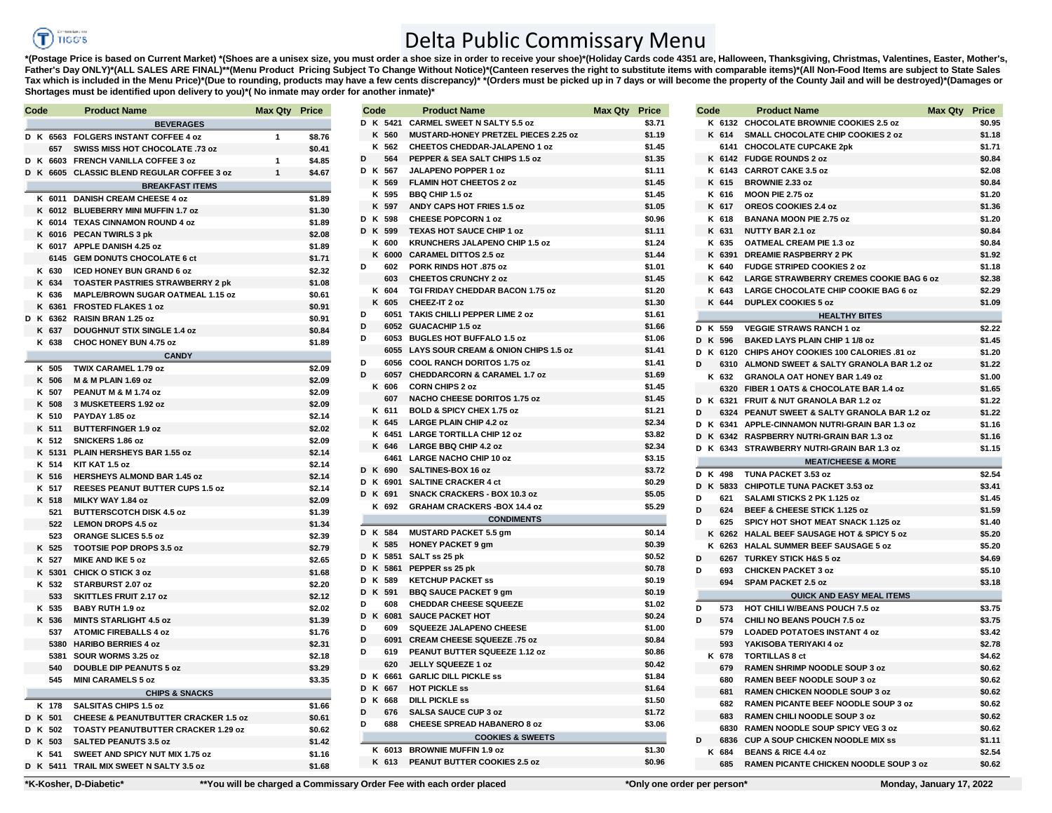# Delta Public Commissary Menu

**\*(Postage Price is based on Current Market) \*(Shoes are a unisex size, you must order a shoe size in order to receive your shoe)\*(Holiday Cards code 4351 are, Halloween, Thanksgiving, Christmas, Valentines, Easter, Mother's, Father's Day ONLY)\*(ALL SALES ARE FINAL)\*\*(Menu Product Pricing Subject To Change Without Notice)\*(Canteen reserves the right to substitute items with comparable items)\*(All Non-Food Items are subject to State Sales Tax which is included in the Menu Price)\*(Due to rounding, products may have a few cents discrepancy)\* \*(Orders must be picked up in 7 days or will become the property of the County Jail and will be destroyed)\*(Damages or Shortages must be identified upon delivery to you)\*( No inmate may order for another inmate)\***

| Code | | | Product Name | Max Qty | Price |
|---|---|---|---|---|---|
| | | | **BEVERAGES** | | |
| D | K | 6563 | FOLGERS INSTANT COFFEE 4 oz | 1 | $8.76 |
| | | 657 | SWISS MISS HOT CHOCOLATE .73 oz | | $0.41 |
| D | K | 6603 | FRENCH VANILLA COFFEE 3 oz | 1 | $4.85 |
| D | K | 6605 | CLASSIC BLEND REGULAR COFFEE 3 oz | 1 | $4.67 |
| | | | **BREAKFAST ITEMS** | | |
| | K | 6011 | DANISH CREAM CHEESE 4 oz | | $1.89 |
| | K | 6012 | BLUEBERRY MINI MUFFIN 1.7 oz | | $1.30 |
| | K | 6014 | TEXAS CINNAMON ROUND 4 oz | | $1.89 |
| | K | 6016 | PECAN TWIRLS 3 pk | | $2.08 |
| | K | 6017 | APPLE DANISH 4.25 oz | | $1.89 |
| | | 6145 | GEM DONUTS CHOCOLATE 6 ct | | $1.71 |
| | K | 630 | ICED HONEY BUN GRAND 6 oz | | $2.32 |
| | K | 634 | TOASTER PASTRIES STRAWBERRY 2 pk | | $1.08 |
| | K | 636 | MAPLE/BROWN SUGAR OATMEAL 1.15 oz | | $0.61 |
| | K | 6361 | FROSTED FLAKES 1 oz | | $0.91 |
| D | K | 6362 | RAISIN BRAN 1.25 oz | | $0.91 |
| | K | 637 | DOUGHNUT STIX SINGLE 1.4 oz | | $0.84 |
| | K | 638 | CHOC HONEY BUN 4.75 oz | | $1.89 |
| | | | **CANDY** | | |
| | K | 505 | TWIX CARAMEL 1.79 oz | | $2.09 |
| | K | 506 | M & M PLAIN 1.69 oz | | $2.09 |
| | K | 507 | PEANUT M & M 1.74 oz | | $2.09 |
| | K | 508 | 3 MUSKETEERS 1.92 oz | | $2.09 |
| | K | 510 | PAYDAY 1.85 oz | | $2.14 |
| | K | 511 | BUTTERFINGER 1.9 oz | | $2.02 |
| | K | 512 | SNICKERS 1.86 oz | | $2.09 |
| | K | 5131 | PLAIN HERSHEYS BAR 1.55 oz | | $2.14 |
| | K | 514 | KIT KAT 1.5 oz | | $2.14 |
| | K | 516 | HERSHEYS ALMOND BAR 1.45 oz | | $2.14 |
| | K | 517 | REESES PEANUT BUTTER CUPS 1.5 oz | | $2.14 |
| | K | 518 | MILKY WAY 1.84 oz | | $2.09 |
| | | 521 | BUTTERSCOTCH DISK 4.5 oz | | $1.39 |
| | | 522 | LEMON DROPS 4.5 oz | | $1.34 |
| | | 523 | ORANGE SLICES 5.5 oz | | $2.39 |
| | K | 525 | TOOTSIE POP DROPS 3.5 oz | | $2.79 |
| | K | 527 | MIKE AND IKE 5 oz | | $2.65 |
| | K | 5301 | CHICK O STICK 3 oz | | $1.68 |
| | K | 532 | STARBURST 2.07 oz | | $2.20 |
| | | 533 | SKITTLES FRUIT 2.17 oz | | $2.12 |
| | K | 535 | BABY RUTH 1.9 oz | | $2.02 |
| | K | 536 | MINTS STARLIGHT 4.5 oz | | $1.39 |
| | | 537 | ATOMIC FIREBALLS 4 oz | | $1.76 |
| | | 5380 | HARIBO BERRIES 4 oz | | $2.31 |
| | | 5381 | SOUR WORMS 3.25 oz | | $2.18 |
| | | 540 | DOUBLE DIP PEANUTS 5 oz | | $3.29 |
| | | 545 | MINI CARAMELS 5 oz | | $3.35 |
| | | | **CHIPS & SNACKS** | | |
| | K | 178 | SALSITAS CHIPS 1.5 oz | | $1.66 |
| D | K | 501 | CHEESE & PEANUTBUTTER CRACKER 1.5 oz | | $0.61 |
| D | K | 502 | TOASTY PEANUTBUTTER CRACKER 1.29 oz | | $0.62 |
| D | K | 503 | SALTED PEANUTS 3.5 oz | | $1.42 |
| | K | 541 | SWEET AND SPICY NUT MIX 1.75 oz | | $1.16 |
| D | K | 5411 | TRAIL MIX SWEET N SALTY 3.5 oz | | $1.68 |
| D | K | 5421 | CARMEL SWEET N SALTY 5.5 oz | | $3.71 |
| | K | 560 | MUSTARD-HONEY PRETZEL PIECES 2.25 oz | | $1.19 |
| | K | 562 | CHEETOS CHEDDAR-JALAPENO 1 oz | | $1.45 |
| D | | 564 | PEPPER & SEA SALT CHIPS 1.5 oz | | $1.35 |
| D | K | 567 | JALAPENO POPPER 1 oz | | $1.11 |
| | K | 569 | FLAMIN HOT CHEETOS 2 oz | | $1.45 |
| | K | 595 | BBQ CHIP 1.5 oz | | $1.45 |
| | K | 597 | ANDY CAPS HOT FRIES 1.5 oz | | $1.05 |
| D | K | 598 | CHEESE POPCORN 1 oz | | $0.96 |
| D | K | 599 | TEXAS HOT SAUCE CHIP 1 oz | | $1.11 |
| | K | 600 | KRUNCHERS JALAPENO CHIP 1.5 oz | | $1.24 |
| | K | 6000 | CARAMEL DITTOS 2.5 oz | | $1.44 |
| D | | 602 | PORK RINDS HOT .875 oz | | $1.01 |
| | | 603 | CHEETOS CRUNCHY 2 oz | | $1.45 |
| | K | 604 | TGI FRIDAY CHEDDAR BACON 1.75 oz | | $1.20 |
| | K | 605 | CHEEZ-IT 2 oz | | $1.30 |
| D | | 6051 | TAKIS CHILLI PEPPER LIME 2 oz | | $1.61 |
| D | | 6052 | GUACACHIP 1.5 oz | | $1.66 |
| D | | 6053 | BUGLES HOT BUFFALO 1.5 oz | | $1.06 |
| | | 6055 | LAYS SOUR CREAM & ONION CHIPS 1.5 oz | | $1.41 |
| D | | 6056 | COOL RANCH DORITOS 1.75 oz | | $1.41 |
| D | | 6057 | CHEDDARCORN & CARAMEL 1.7 oz | | $1.69 |
| | K | 606 | CORN CHIPS 2 oz | | $1.45 |
| | | 607 | NACHO CHEESE DORITOS 1.75 oz | | $1.45 |
| | K | 611 | BOLD & SPICY CHEX 1.75 oz | | $1.21 |
| | K | 645 | LARGE PLAIN CHIP 4.2 oz | | $2.34 |
| | K | 6451 | LARGE TORTILLA CHIP 12 oz | | $3.82 |
| | K | 646 | LARGE BBQ CHIP 4.2 oz | | $2.34 |
| | | 6461 | LARGE NACHO CHIP 10 oz | | $3.15 |
| D | K | 690 | SALTINES-BOX 16 oz | | $3.72 |
| D | K | 6901 | SALTINE CRACKER 4 ct | | $0.29 |
| D | K | 691 | SNACK CRACKERS - BOX 10.3 oz | | $5.05 |
| | K | 692 | GRAHAM CRACKERS -BOX 14.4 oz | | $5.29 |
| | | | **CONDIMENTS** | | |
| D | K | 584 | MUSTARD PACKET 5.5 gm | | $0.14 |
| | K | 585 | HONEY PACKET 9 gm | | $0.39 |
| D | K | 5851 | SALT ss 25 pk | | $0.52 |
| D | K | 5861 | PEPPER ss 25 pk | | $0.78 |
| D | K | 589 | KETCHUP PACKET ss | | $0.19 |
| D | K | 591 | BBQ SAUCE PACKET 9 gm | | $0.19 |
| D | | 608 | CHEDDAR CHEESE SQUEEZE | | $1.02 |
| D | K | 6081 | SAUCE PACKET HOT | | $0.24 |
| D | | 609 | SQUEEZE JALAPENO CHEESE | | $1.00 |
| D | | 6091 | CREAM CHEESE SQUEEZE .75 oz | | $0.84 |
| D | | 619 | PEANUT BUTTER SQUEEZE 1.12 oz | | $0.86 |
| | | 620 | JELLY SQUEEZE 1 oz | | $0.42 |
| D | K | 6661 | GARLIC DILL PICKLE ss | | $1.84 |
| D | K | 667 | HOT PICKLE ss | | $1.64 |
| D | K | 668 | DILL PICKLE ss | | $1.50 |
| D | | 676 | SALSA SAUCE CUP 3 oz | | $1.72 |
| D | | 688 | CHEESE SPREAD HABANERO 8 oz | | $3.06 |
| | | | **COOKIES & SWEETS** | | |
| | K | 6013 | BROWNIE MUFFIN 1.9 oz | | $1.30 |
| | K | 613 | PEANUT BUTTER COOKIES 2.5 oz | | $0.96 |
| | K | 6132 | CHOCOLATE BROWNIE COOKIES 2.5 oz | | $0.95 |
| | K | 614 | SMALL CHOCOLATE CHIP COOKIES 2 oz | | $1.18 |
| | | 6141 | CHOCOLATE CUPCAKE 2pk | | $1.71 |
| | K | 6142 | FUDGE ROUNDS 2 oz | | $0.84 |
| | K | 6143 | CARROT CAKE 3.5 oz | | $2.08 |
| | K | 615 | BROWNIE 2.33 oz | | $0.84 |
| | K | 616 | MOON PIE 2.75 oz | | $1.20 |
| | K | 617 | OREOS COOKIES 2.4 oz | | $1.36 |
| | K | 618 | BANANA MOON PIE 2.75 oz | | $1.20 |
| | K | 631 | NUTTY BAR 2.1 oz | | $0.84 |
| | K | 635 | OATMEAL CREAM PIE 1.3 oz | | $0.84 |
| | K | 6391 | DREAMIE RASPBERRY 2 PK | | $1.92 |
| | K | 640 | FUDGE STRIPED COOKIES 2 oz | | $1.18 |
| | K | 642 | LARGE STRAWBERRY CREMES COOKIE BAG 6 oz | | $2.38 |
| | K | 643 | LARGE CHOCOLATE CHIP COOKIE BAG 6 oz | | $2.29 |
| | K | 644 | DUPLEX COOKIES 5 oz | | $1.09 |
| | | | **HEALTHY BITES** | | |
| D | K | 559 | VEGGIE STRAWS RANCH 1 oz | | $2.22 |
| D | K | 596 | BAKED LAYS PLAIN CHIP 1 1/8 oz | | $1.45 |
| D | K | 6120 | CHIPS AHOY COOKIES 100 CALORIES .81 oz | | $1.20 |
| D | | 6310 | ALMOND SWEET & SALTY GRANOLA BAR 1.2 oz | | $1.22 |
| | K | 632 | GRANOLA OAT HONEY BAR 1.49 oz | | $1.00 |
| | | 6320 | FIBER 1 OATS & CHOCOLATE BAR 1.4 oz | | $1.65 |
| D | K | 6321 | FRUIT & NUT GRANOLA BAR 1.2 oz | | $1.22 |
| D | | 6324 | PEANUT SWEET & SALTY GRANOLA BAR 1.2 oz | | $1.22 |
| D | K | 6341 | APPLE-CINNAMON NUTRI-GRAIN BAR 1.3 oz | | $1.16 |
| D | K | 6342 | RASPBERRY NUTRI-GRAIN BAR 1.3 oz | | $1.16 |
| D | K | 6343 | STRAWBERRY NUTRI-GRAIN BAR 1.3 oz | | $1.15 |
| | | | **MEAT/CHEESE & MORE** | | |
| D | K | 498 | TUNA PACKET 3.53 oz | | $2.54 |
| D | K | 5833 | CHIPOTLE TUNA PACKET 3.53 oz | | $3.41 |
| D | | 621 | SALAMI STICKS 2 PK 1.125 oz | | $1.45 |
| D | | 624 | BEEF & CHEESE STICK 1.125 oz | | $1.59 |
| D | | 625 | SPICY HOT SHOT MEAT SNACK 1.125 oz | | $1.40 |
| | K | 6262 | HALAL BEEF SAUSAGE HOT & SPICY 5 oz | | $5.20 |
| | K | 6263 | HALAL SUMMER BEEF SAUSAGE 5 oz | | $5.20 |
| D | | 6267 | TURKEY STICK H&S 5 oz | | $4.69 |
| D | | 693 | CHICKEN PACKET 3 oz | | $5.10 |
| | | 694 | SPAM PACKET 2.5 oz | | $3.18 |
| | | | **QUICK AND EASY MEAL ITEMS** | | |
| D | | 573 | HOT CHILI W/BEANS POUCH 7.5 oz | | $3.75 |
| D | | 574 | CHILI NO BEANS POUCH 7.5 oz | | $3.75 |
| | | 579 | LOADED POTATOES INSTANT 4 oz | | $3.42 |
| | | 593 | YAKISOBA TERIYAKI 4 oz | | $2.78 |
| | K | 678 | TORTILLAS 8 ct | | $4.62 |
| | | 679 | RAMEN SHRIMP NOODLE SOUP 3 oz | | $0.62 |
| | | 680 | RAMEN BEEF NOODLE SOUP 3 oz | | $0.62 |
| | | 681 | RAMEN CHICKEN NOODLE SOUP 3 oz | | $0.62 |
| | | 682 | RAMEN PICANTE BEEF NOODLE SOUP 3 oz | | $0.62 |
| | | 683 | RAMEN CHILI NOODLE SOUP 3 oz | | $0.62 |
| | | 6830 | RAMEN NOODLE SOUP SPICY VEG 3 oz | | $0.62 |
| D | | 6836 | CUP A SOUP CHICKEN NOODLE MIX ss | | $1.11 |
| | K | 684 | BEANS & RICE 4.4 oz | | $2.54 |
| | | 685 | RAMEN PICANTE CHICKEN NOODLE SOUP 3 oz | | $0.62 |

**\*K-Kosher, D-Diabetic\*** **\*\*You will be charged a Commissary Order Fee with each order placed** **\*Only one order per person\*** **Monday, January 17, 2022**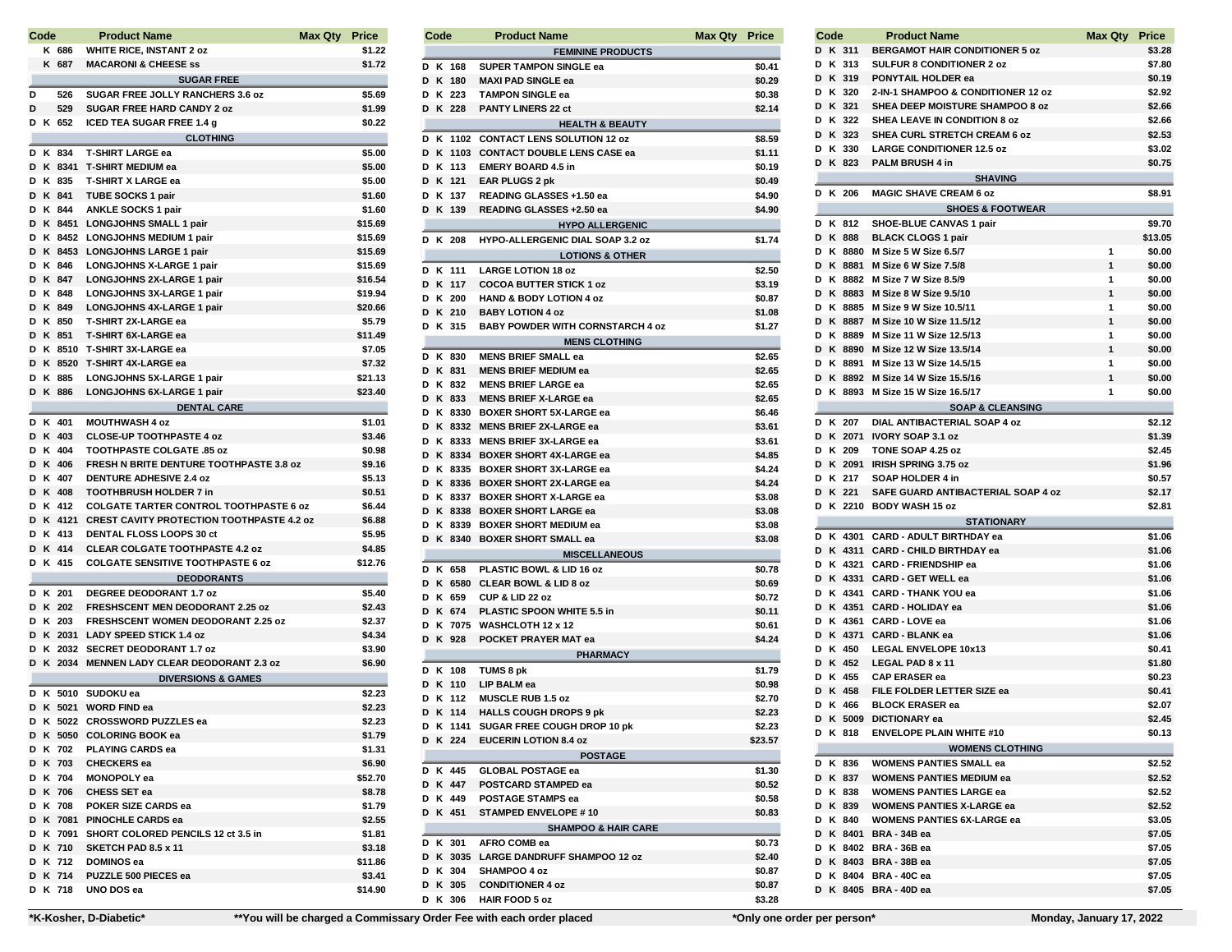| Code | Product Name | Max Qty | Price |
|---|---|---|---|
| K 686 | WHITE RICE, INSTANT 2 oz | | $1.22 |
| K 687 | MACARONI & CHEESE ss | | $1.72 |
| | **SUGAR FREE** | | |
| D 526 | SUGAR FREE JOLLY RANCHERS 3.6 oz | | $5.69 |
| D 529 | SUGAR FREE HARD CANDY 2 oz | | $1.99 |
| D K 652 | ICED TEA SUGAR FREE 1.4 g | | $0.22 |
| | **CLOTHING** | | |
| D K 834 | T-SHIRT LARGE ea | | $5.00 |
| D K 8341 | T-SHIRT MEDIUM ea | | $5.00 |
| D K 835 | T-SHIRT X LARGE ea | | $5.00 |
| D K 841 | TUBE SOCKS 1 pair | | $1.60 |
| D K 844 | ANKLE SOCKS 1 pair | | $1.60 |
| D K 8451 | LONGJOHNS SMALL 1 pair | | $15.69 |
| D K 8452 | LONGJOHNS MEDIUM 1 pair | | $15.69 |
| D K 8453 | LONGJOHNS LARGE 1 pair | | $15.69 |
| D K 846 | LONGJOHNS X-LARGE 1 pair | | $15.69 |
| D K 847 | LONGJOHNS 2X-LARGE 1 pair | | $16.54 |
| D K 848 | LONGJOHNS 3X-LARGE 1 pair | | $19.94 |
| D K 849 | LONGJOHNS 4X-LARGE 1 pair | | $20.66 |
| D K 850 | T-SHIRT 2X-LARGE ea | | $5.79 |
| D K 851 | T-SHIRT 6X-LARGE ea | | $11.49 |
| D K 8510 | T-SHIRT 3X-LARGE ea | | $7.05 |
| D K 8520 | T-SHIRT 4X-LARGE ea | | $7.32 |
| D K 885 | LONGJOHNS 5X-LARGE 1 pair | | $21.13 |
| D K 886 | LONGJOHNS 6X-LARGE 1 pair | | $23.40 |
| | **DENTAL CARE** | | |
| D K 401 | MOUTHWASH 4 oz | | $1.01 |
| D K 403 | CLOSE-UP TOOTHPASTE 4 oz | | $3.46 |
| D K 404 | TOOTHPASTE COLGATE .85 oz | | $0.98 |
| D K 406 | FRESH N BRITE DENTURE TOOTHPASTE 3.8 oz | | $9.16 |
| D K 407 | DENTURE ADHESIVE 2.4 oz | | $5.13 |
| D K 408 | TOOTHBRUSH HOLDER 7 in | | $0.51 |
| D K 412 | COLGATE TARTER CONTROL TOOTHPASTE 6 oz | | $6.44 |
| D K 4121 | CREST CAVITY PROTECTION TOOTHPASTE 4.2 oz | | $6.88 |
| D K 413 | DENTAL FLOSS LOOPS 30 ct | | $5.95 |
| D K 414 | CLEAR COLGATE TOOTHPASTE 4.2 oz | | $4.85 |
| D K 415 | COLGATE SENSITIVE TOOTHPASTE 6 oz | | $12.76 |
| | **DEODORANTS** | | |
| D K 201 | DEGREE DEODORANT 1.7 oz | | $5.40 |
| D K 202 | FRESHSCENT MEN DEODORANT 2.25 oz | | $2.43 |
| D K 203 | FRESHSCENT WOMEN DEODORANT 2.25 oz | | $2.37 |
| D K 2031 | LADY SPEED STICK 1.4 oz | | $4.34 |
| D K 2032 | SECRET DEODORANT 1.7 oz | | $3.90 |
| D K 2034 | MENNEN LADY CLEAR DEODORANT 2.3 oz | | $6.90 |
| | **DIVERSIONS & GAMES** | | |
| D K 5010 | SUDOKU ea | | $2.23 |
| D K 5021 | WORD FIND ea | | $2.23 |
| D K 5022 | CROSSWORD PUZZLES ea | | $2.23 |
| D K 5050 | COLORING BOOK ea | | $1.79 |
| D K 702 | PLAYING CARDS ea | | $1.31 |
| D K 703 | CHECKERS ea | | $6.90 |
| D K 704 | MONOPOLY ea | | $52.70 |
| D K 706 | CHESS SET ea | | $8.78 |
| D K 708 | POKER SIZE CARDS ea | | $1.79 |
| D K 7081 | PINOCHLE CARDS ea | | $2.55 |
| D K 7091 | SHORT COLORED PENCILS 12 ct 3.5 in | | $1.81 |
| D K 710 | SKETCH PAD 8.5 x 11 | | $3.18 |
| D K 712 | DOMINOS ea | | $11.86 |
| D K 714 | PUZZLE 500 PIECES ea | | $3.41 |
| D K 718 | UNO DOS ea | | $14.90 |
| | **FEMININE PRODUCTS** | | |
| D K 168 | SUPER TAMPON SINGLE ea | | $0.41 |
| D K 180 | MAXI PAD SINGLE ea | | $0.29 |
| D K 223 | TAMPON SINGLE ea | | $0.38 |
| D K 228 | PANTY LINERS 22 ct | | $2.14 |
| | **HEALTH & BEAUTY** | | |
| D K 1102 | CONTACT LENS SOLUTION 12 oz | | $8.59 |
| D K 1103 | CONTACT DOUBLE LENS CASE ea | | $1.11 |
| D K 113 | EMERY BOARD 4.5 in | | $0.19 |
| D K 121 | EAR PLUGS 2 pk | | $0.49 |
| D K 137 | READING GLASSES +1.50 ea | | $4.90 |
| D K 139 | READING GLASSES +2.50 ea | | $4.90 |
| | **HYPO ALLERGENIC** | | |
| D K 208 | HYPO-ALLERGENIC DIAL SOAP 3.2 oz | | $1.74 |
| | **LOTIONS & OTHER** | | |
| D K 111 | LARGE LOTION 18 oz | | $2.50 |
| D K 117 | COCOA BUTTER STICK 1 oz | | $3.19 |
| D K 200 | HAND & BODY LOTION 4 oz | | $0.87 |
| D K 210 | BABY LOTION 4 oz | | $1.08 |
| D K 315 | BABY POWDER WITH CORNSTARCH 4 oz | | $1.27 |
| | **MENS CLOTHING** | | |
| D K 830 | MENS BRIEF SMALL ea | | $2.65 |
| D K 831 | MENS BRIEF MEDIUM ea | | $2.65 |
| D K 832 | MENS BRIEF LARGE ea | | $2.65 |
| D K 833 | MENS BRIEF X-LARGE ea | | $2.65 |
| D K 8330 | BOXER SHORT 5X-LARGE ea | | $6.46 |
| D K 8332 | MENS BRIEF 2X-LARGE ea | | $3.61 |
| D K 8333 | MENS BRIEF 3X-LARGE ea | | $3.61 |
| D K 8334 | BOXER SHORT 4X-LARGE ea | | $4.85 |
| D K 8335 | BOXER SHORT 3X-LARGE ea | | $4.24 |
| D K 8336 | BOXER SHORT 2X-LARGE ea | | $4.24 |
| D K 8337 | BOXER SHORT X-LARGE ea | | $3.08 |
| D K 8338 | BOXER SHORT LARGE ea | | $3.08 |
| D K 8339 | BOXER SHORT MEDIUM ea | | $3.08 |
| D K 8340 | BOXER SHORT SMALL ea | | $3.08 |
| | **MISCELLANEOUS** | | |
| D K 658 | PLASTIC BOWL & LID 16 oz | | $0.78 |
| D K 6580 | CLEAR BOWL & LID 8 oz | | $0.69 |
| D K 659 | CUP & LID 22 oz | | $0.72 |
| D K 674 | PLASTIC SPOON WHITE 5.5 in | | $0.11 |
| D K 7075 | WASHCLOTH 12 x 12 | | $0.61 |
| D K 928 | POCKET PRAYER MAT ea | | $4.24 |
| | **PHARMACY** | | |
| D K 108 | TUMS 8 pk | | $1.79 |
| D K 110 | LIP BALM ea | | $0.98 |
| D K 112 | MUSCLE RUB 1.5 oz | | $2.70 |
| D K 114 | HALLS COUGH DROPS 9 pk | | $2.23 |
| D K 1141 | SUGAR FREE COUGH DROP 10 pk | | $2.23 |
| D K 224 | EUCERIN LOTION 8.4 oz | | $23.57 |
| | **POSTAGE** | | |
| D K 445 | GLOBAL POSTAGE ea | | $1.30 |
| D K 447 | POSTCARD STAMPED ea | | $0.52 |
| D K 449 | POSTAGE STAMPS ea | | $0.58 |
| D K 451 | STAMPED ENVELOPE # 10 | | $0.83 |
| | **SHAMPOO & HAIR CARE** | | |
| D K 301 | AFRO COMB ea | | $0.73 |
| D K 3035 | LARGE DANDRUFF SHAMPOO 12 oz | | $2.40 |
| D K 304 | SHAMPOO 4 oz | | $0.87 |
| D K 305 | CONDITIONER 4 oz | | $0.87 |
| D K 306 | HAIR FOOD 5 oz | | $3.28 |
| D K 311 | BERGAMOT HAIR CONDITIONER 5 oz | | $3.28 |
| D K 313 | SULFUR 8 CONDITIONER 2 oz | | $7.80 |
| D K 319 | PONYTAIL HOLDER ea | | $0.19 |
| D K 320 | 2-IN-1 SHAMPOO & CONDITIONER 12 oz | | $2.92 |
| D K 321 | SHEA DEEP MOISTURE SHAMPOO 8 oz | | $2.66 |
| D K 322 | SHEA LEAVE IN CONDITION 8 oz | | $2.66 |
| D K 323 | SHEA CURL STRETCH CREAM 6 oz | | $2.53 |
| D K 330 | LARGE CONDITIONER 12.5 oz | | $3.02 |
| D K 823 | PALM BRUSH 4 in | | $0.75 |
| | **SHAVING** | | |
| D K 206 | MAGIC SHAVE CREAM 6 oz | | $8.91 |
| | **SHOES & FOOTWEAR** | | |
| D K 812 | SHOE-BLUE CANVAS 1 pair | | $9.70 |
| D K 888 | BLACK CLOGS 1 pair | | $13.05 |
| D K 8880 | M Size 5 W Size 6.5/7 | 1 | $0.00 |
| D K 8881 | M Size 6 W Size 7.5/8 | 1 | $0.00 |
| D K 8882 | M Size 7 W Size 8.5/9 | 1 | $0.00 |
| D K 8883 | M Size 8 W Size 9.5/10 | 1 | $0.00 |
| D K 8885 | M Size 9 W Size 10.5/11 | 1 | $0.00 |
| D K 8887 | M Size 10 W Size 11.5/12 | 1 | $0.00 |
| D K 8889 | M Size 11 W Size 12.5/13 | 1 | $0.00 |
| D K 8890 | M Size 12 W Size 13.5/14 | 1 | $0.00 |
| D K 8891 | M Size 13 W Size 14.5/15 | 1 | $0.00 |
| D K 8892 | M Size 14 W Size 15.5/16 | 1 | $0.00 |
| D K 8893 | M Size 15 W Size 16.5/17 | 1 | $0.00 |
| | **SOAP & CLEANSING** | | |
| D K 207 | DIAL ANTIBACTERIAL SOAP 4 oz | | $2.12 |
| D K 2071 | IVORY SOAP 3.1 oz | | $1.39 |
| D K 209 | TONE SOAP 4.25 oz | | $2.45 |
| D K 2091 | IRISH SPRING 3.75 oz | | $1.96 |
| D K 217 | SOAP HOLDER 4 in | | $0.57 |
| D K 221 | SAFE GUARD ANTIBACTERIAL SOAP 4 oz | | $2.17 |
| D K 2210 | BODY WASH 15 oz | | $2.81 |
| | **STATIONARY** | | |
| D K 4301 | CARD - ADULT BIRTHDAY ea | | $1.06 |
| D K 4311 | CARD - CHILD BIRTHDAY ea | | $1.06 |
| D K 4321 | CARD - FRIENDSHIP ea | | $1.06 |
| D K 4331 | CARD - GET WELL ea | | $1.06 |
| D K 4341 | CARD - THANK YOU ea | | $1.06 |
| D K 4351 | CARD - HOLIDAY ea | | $1.06 |
| D K 4361 | CARD - LOVE ea | | $1.06 |
| D K 4371 | CARD - BLANK ea | | $1.06 |
| D K 450 | LEGAL ENVELOPE 10x13 | | $0.41 |
| D K 452 | LEGAL PAD 8 x 11 | | $1.80 |
| D K 455 | CAP ERASER ea | | $0.23 |
| D K 458 | FILE FOLDER LETTER SIZE ea | | $0.41 |
| D K 466 | BLOCK ERASER ea | | $2.07 |
| D K 5009 | DICTIONARY ea | | $2.45 |
| D K 818 | ENVELOPE PLAIN WHITE #10 | | $0.13 |
| | **WOMENS CLOTHING** | | |
| D K 836 | WOMENS PANTIES SMALL ea | | $2.52 |
| D K 837 | WOMENS PANTIES MEDIUM ea | | $2.52 |
| D K 838 | WOMENS PANTIES LARGE ea | | $2.52 |
| D K 839 | WOMENS PANTIES X-LARGE ea | | $2.52 |
| D K 840 | WOMENS PANTIES 6X-LARGE ea | | $3.05 |
| D K 8401 | BRA - 34B ea | | $7.05 |
| D K 8402 | BRA - 36B ea | | $7.05 |
| D K 8403 | BRA - 38B ea | | $7.05 |
| D K 8404 | BRA - 40C ea | | $7.05 |
| D K 8405 | BRA - 40D ea | | $7.05 |

*K-Kosher, D-Diabetic*  **You will be charged a Commissary Order Fee with each order placed  *Only one order per person*  Monday, January 17, 2022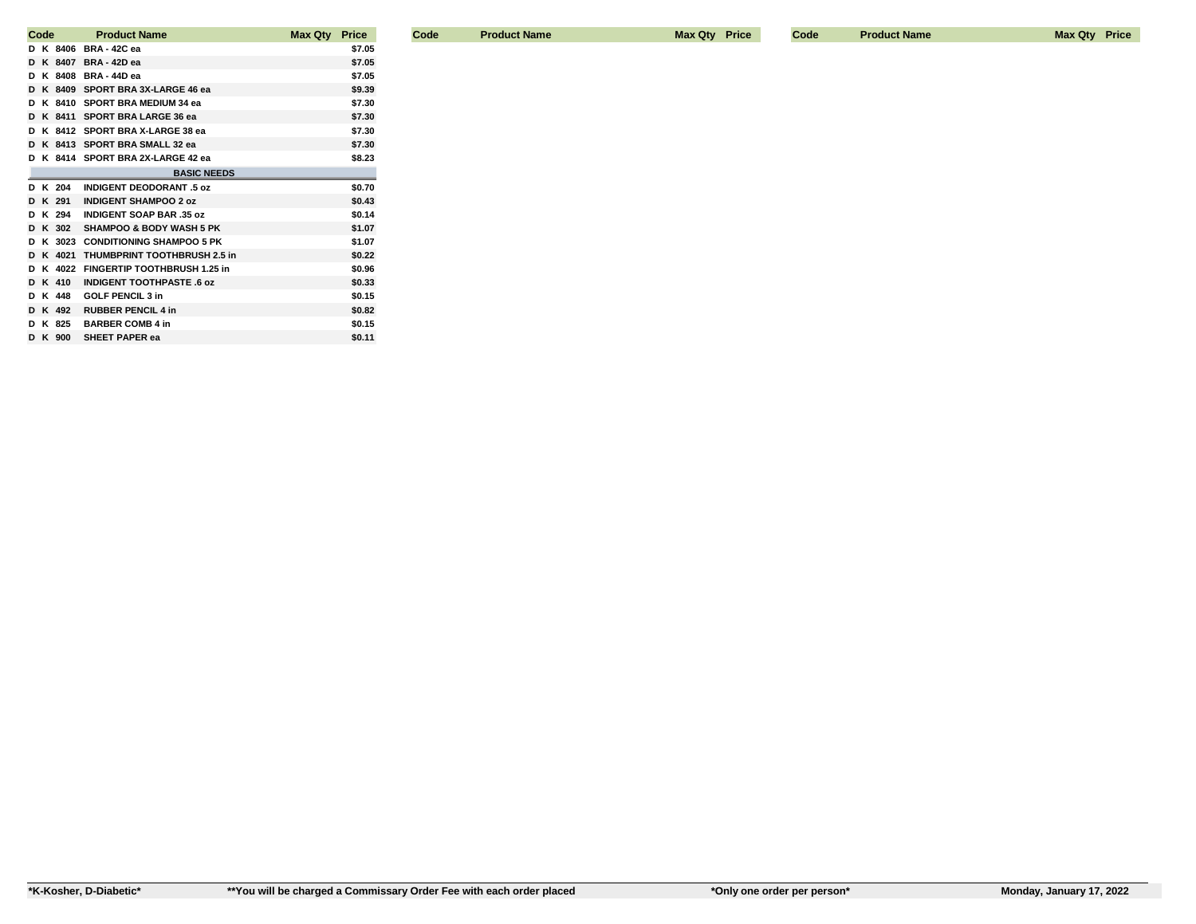| Code | | | Product Name | Max Qty | Price |
|---|---|---|---|---|---|
| D | K | 8406 | BRA - 42C ea | | $7.05 |
| D | K | 8407 | BRA - 42D ea | | $7.05 |
| D | K | 8408 | BRA - 44D ea | | $7.05 |
| D | K | 8409 | SPORT BRA 3X-LARGE 46 ea | | $9.39 |
| D | K | 8410 | SPORT BRA MEDIUM 34 ea | | $7.30 |
| D | K | 8411 | SPORT BRA LARGE 36 ea | | $7.30 |
| D | K | 8412 | SPORT BRA X-LARGE 38 ea | | $7.30 |
| D | K | 8413 | SPORT BRA SMALL 32 ea | | $7.30 |
| D | K | 8414 | SPORT BRA 2X-LARGE 42 ea | | $8.23 |
| | | | **BASIC NEEDS** | | |
| D | K | 204 | INDIGENT DEODORANT .5 oz | | $0.70 |
| D | K | 291 | INDIGENT SHAMPOO 2 oz | | $0.43 |
| D | K | 294 | INDIGENT SOAP BAR .35 oz | | $0.14 |
| D | K | 302 | SHAMPOO & BODY WASH 5 PK | | $1.07 |
| D | K | 3023 | CONDITIONING SHAMPOO 5 PK | | $1.07 |
| D | K | 4021 | THUMBPRINT TOOTHBRUSH 2.5 in | | $0.22 |
| D | K | 4022 | FINGERTIP TOOTHBRUSH 1.25 in | | $0.96 |
| D | K | 410 | INDIGENT TOOTHPASTE .6 oz | | $0.33 |
| D | K | 448 | GOLF PENCIL 3 in | | $0.15 |
| D | K | 492 | RUBBER PENCIL 4 in | | $0.82 |
| D | K | 825 | BARBER COMB 4 in | | $0.15 |
| D | K | 900 | SHEET PAPER ea | | $0.11 |

| Code | Product Name | Max Qty | Price |
|---|---|---|---|

| Code | Product Name | Max Qty | Price |
|---|---|---|---|

**\*K-Kosher, D-Diabetic\*** **\*\*You will be charged a Commissary Order Fee with each order placed** **\*Only one order per person\*** **Monday, January 17, 2022**